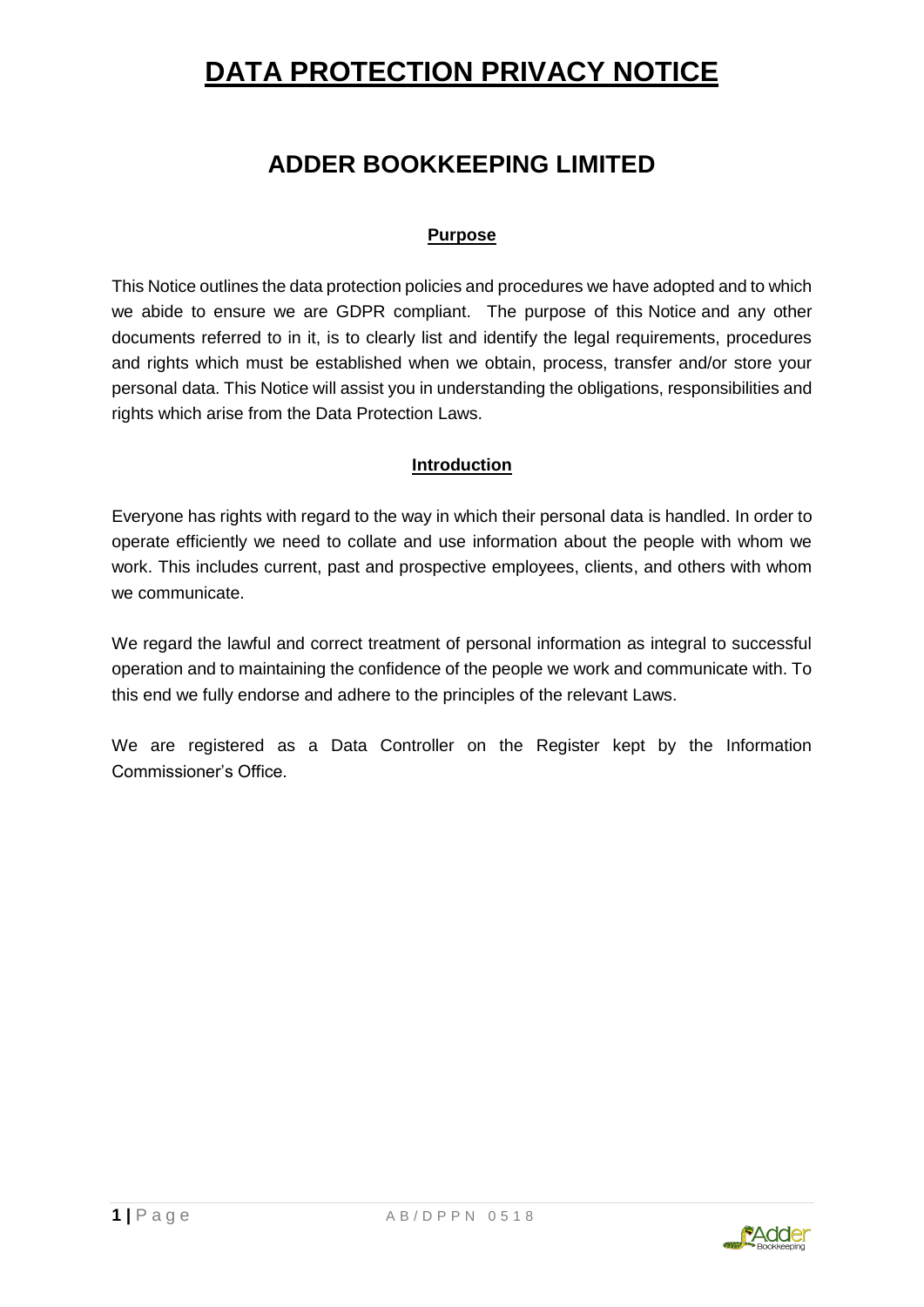# DATA PROTECTION PRIVACY NOTICE

## ADDER BOOKKEEPING LIMITED

### Purpose

This Notice outlines the data protection policies and procedures we have adopted and to which we abide to ensure we are GDPR compliant. The purpose of this Notice and any other documents referred to in it, is to clearly list and identify the legal requirements, procedures and rights which must be established when we obtain, process, transfer and/or store your personal data. This Notice will assist you in understanding the obligations, responsibilities and rights which arise from the Data Protection Laws.

### Introduction

Everyone has rights with regard to the way in which their personal data is handled. In order to operate efficiently we need to collate and use information about the people with whom we work. This includes current, past and prospective employees, clients, and others with whom we communicate.

We regard the lawful and correct treatment of personal information as integral to successful operation and to maintaining the confidence of the people we work and communicate with. To this end we fully endorse and adhere to the principles of the relevant Laws.

We are registered as a Data Controller on the Register kept by the Information Commissioner's Office.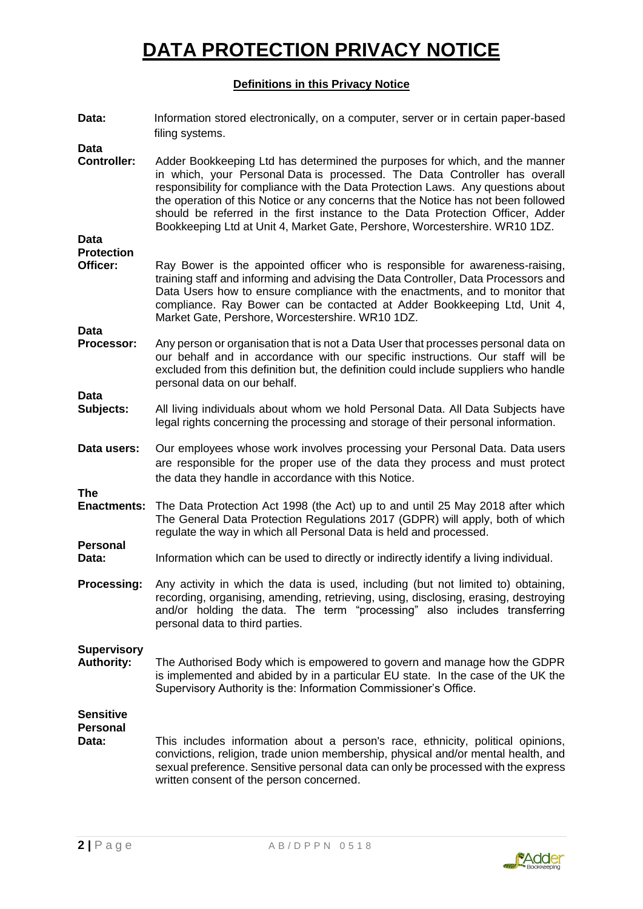# DATA PROTECTION PRIVACY NOTICE

**Definitions in this Privacy Notice**

**Data:** Information stored electronically, on a computer, server or in certain paper-based filing systems.

**Data Controller:** Adder Bookkeeping Ltd has determined the purposes for which, and the manner in which, your Personal Data is processed. The Data Controller has overall responsibility for compliance with the Data Protection Laws. Any questions about the operation of this Notice or any concerns that the Notice has not been followed should be referred in the first instance to the Data Protection Officer, Adder Bookkeeping Ltd at Unit 4, Market Gate, Pershore, Worcestershire. WR10 1DZ.

**Data Protection Officer:** Ray Bower is the appointed officer who is responsible for awareness-raising, training staff and informing and advising the Data Controller, Data Processors and Data Users how to ensure compliance with the enactments, and to monitor that compliance. Ray Bower can be contacted at Adder Bookkeeping Ltd, Unit 4, Market Gate, Pershore, Worcestershire. WR10 1DZ.

**Data Processor:** Any person or organisation that is not a Data User that processes personal data on our behalf and in accordance with our specific instructions. Our staff will be excluded from this definition but, the definition could include suppliers who handle personal data on our behalf.

**Data Subjects:** All living individuals about whom we hold Personal Data. All Data Subjects have legal rights concerning the processing and storage of their personal information.

**Data users:** Our employees whose work involves processing your Personal Data. Data users are responsible for the proper use of the data they process and must protect the data they handle in accordance with this Notice.

**The Enactments:** The Data Protection Act 1998 (the Act) up to and until 25 May 2018 after which The General Data Protection Regulations 2017 (GDPR) will apply, both of which regulate the way in which all Personal Data is held and processed.

**Personal Data:** Information which can be used to directly or indirectly identify a living individual.

**Processing:** Any activity in which the data is used, including (but not limited to) obtaining, recording, organising, retrieving, using, disclosing, erasing, destroying and/or holding the data. The term "processing" also includes transferring personal data to third parties.

**Supervisory Authority:** The Authorised Body which is empowered to govern and manage how the GDPR is implemented and abided by in a particular EU state. In the case of the UK the Supervisory Authority is the: Information Commissioner's Office.

**Sensitive Personal Data:** This includes information about a person's race, ethnicity, political opinions, convictions, religion, trade union membership, physical and/or mental health, and sexual preference. Sensitive personal data can only be processed with the express written consent of the person concerned.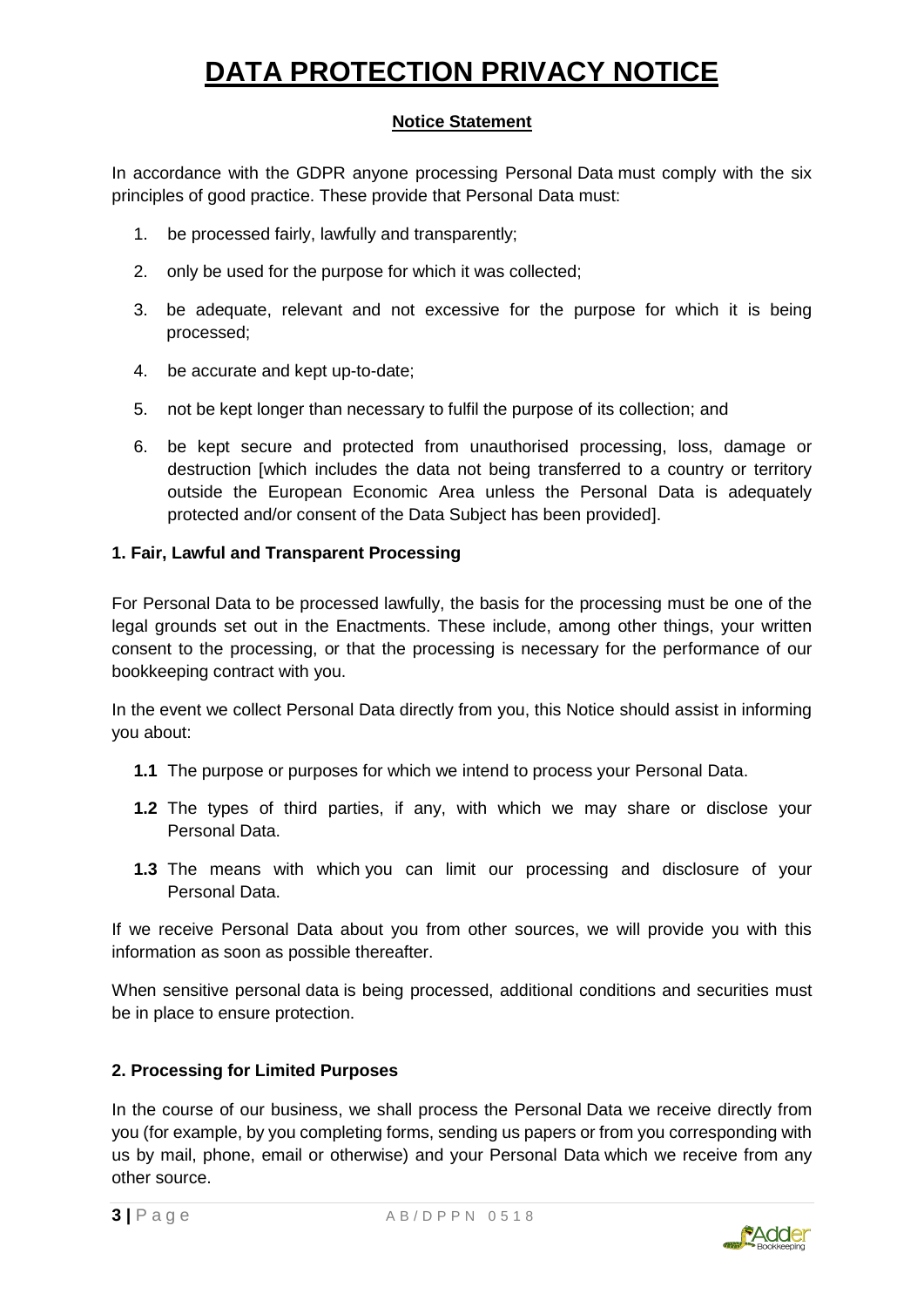# DATA PROTECTION PRIVACY NOTICE

**Notice Statement**

In accordance with the GDPR anyone processing Personal Data must comply with the six principles of good practice. These provide that Personal Data must:

1. be processed fairly, lawfully and transparently;
2. only be used for the purpose for which it was collected;
3. be adequate, relevant and not excessive for the purpose for which it is being processed;
4. be accurate and kept up-to-date;
5. not be kept longer than necessary to fulfil the purpose of its collection; and
6. be kept secure and protected from unauthorised processing, loss, damage or destruction [which includes the data not being transferred to a country or territory outside the European Economic Area unless the Personal Data is adequately protected and/or consent of the Data Subject has been provided].

### 1. Fair, Lawful and Transparent Processing

For Personal Data to be processed lawfully, the basis for the processing must be one of the legal grounds set out in the Enactments. These include, among other things, your written consent to the processing, or that the processing is necessary for the performance of our bookkeeping contract with you.

In the event we collect Personal Data directly from you, this Notice should assist in informing you about:

- **1.1** The purpose or purposes for which we intend to process your Personal Data.
- **1.2** The types of third parties, if any, with which we may share or disclose your Personal Data.
- **1.3** The means with which you can limit our processing and disclosure of your Personal Data.

If we receive Personal Data about you from other sources, we will provide you with this information as soon as possible thereafter.

When sensitive personal data is being processed, additional conditions and securities must be in place to ensure protection.

### 2. Processing for Limited Purposes

In the course of our business, we shall process the Personal Data we receive directly from you (for example, by you completing forms, sending us papers or from you corresponding with us by mail, phone, email or otherwise) and your Personal Data which we receive from any other source.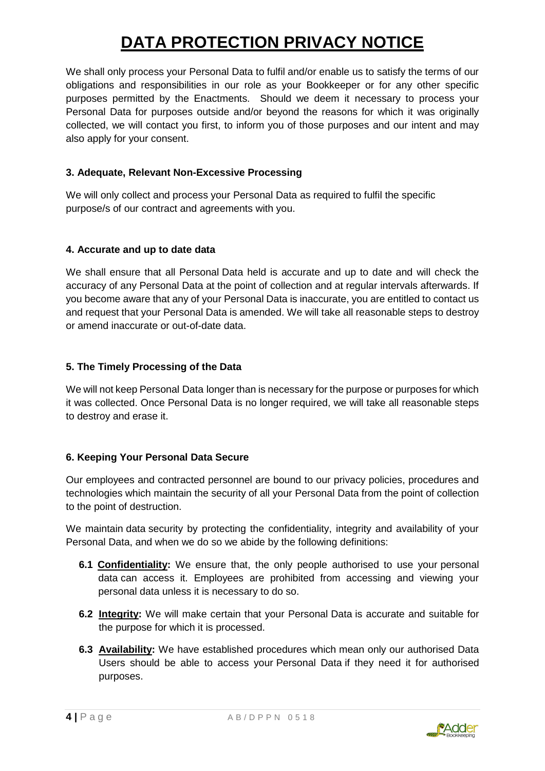# DATA PROTECTION PRIVACY NOTICE

We shall only process your Personal Data to fulfil and/or enable us to satisfy the terms of our obligations and responsibilities in our role as your Bookkeeper or for any other specific purposes permitted by the Enactments. Should we deem it necessary to process your Personal Data for purposes outside and/or beyond the reasons for which it was originally collected, we will contact you first, to inform you of those purposes and our intent and may also apply for your consent.

### 3. Adequate, Relevant Non-Excessive Processing

We will only collect and process your Personal Data as required to fulfil the specific purpose/s of our contract and agreements with you.

### 4. Accurate and up to date data

We shall ensure that all Personal Data held is accurate and up to date and will check the accuracy of any Personal Data at the point of collection and at regular intervals afterwards. If you become aware that any of your Personal Data is inaccurate, you are entitled to contact us and request that your Personal Data is amended. We will take all reasonable steps to destroy or amend inaccurate or out-of-date data.

### 5. The Timely Processing of the Data

We will not keep Personal Data longer than is necessary for the purpose or purposes for which it was collected. Once Personal Data is no longer required, we will take all reasonable steps to destroy and erase it.

### 6. Keeping Your Personal Data Secure

Our employees and contracted personnel are bound to our privacy policies, procedures and technologies which maintain the security of all your Personal Data from the point of collection to the point of destruction.

We maintain data security by protecting the confidentiality, integrity and availability of your Personal Data, and when we do so we abide by the following definitions:

- **6.1 Confidentiality:** We ensure that, the only people authorised to use your personal data can access it. Employees are prohibited from accessing and viewing your personal data unless it is necessary to do so.
- **6.2 Integrity:** We will make certain that your Personal Data is accurate and suitable for the purpose for which it is processed.
- **6.3 Availability:** We have established procedures which mean only our authorised Data Users should be able to access your Personal Data if they need it for authorised purposes.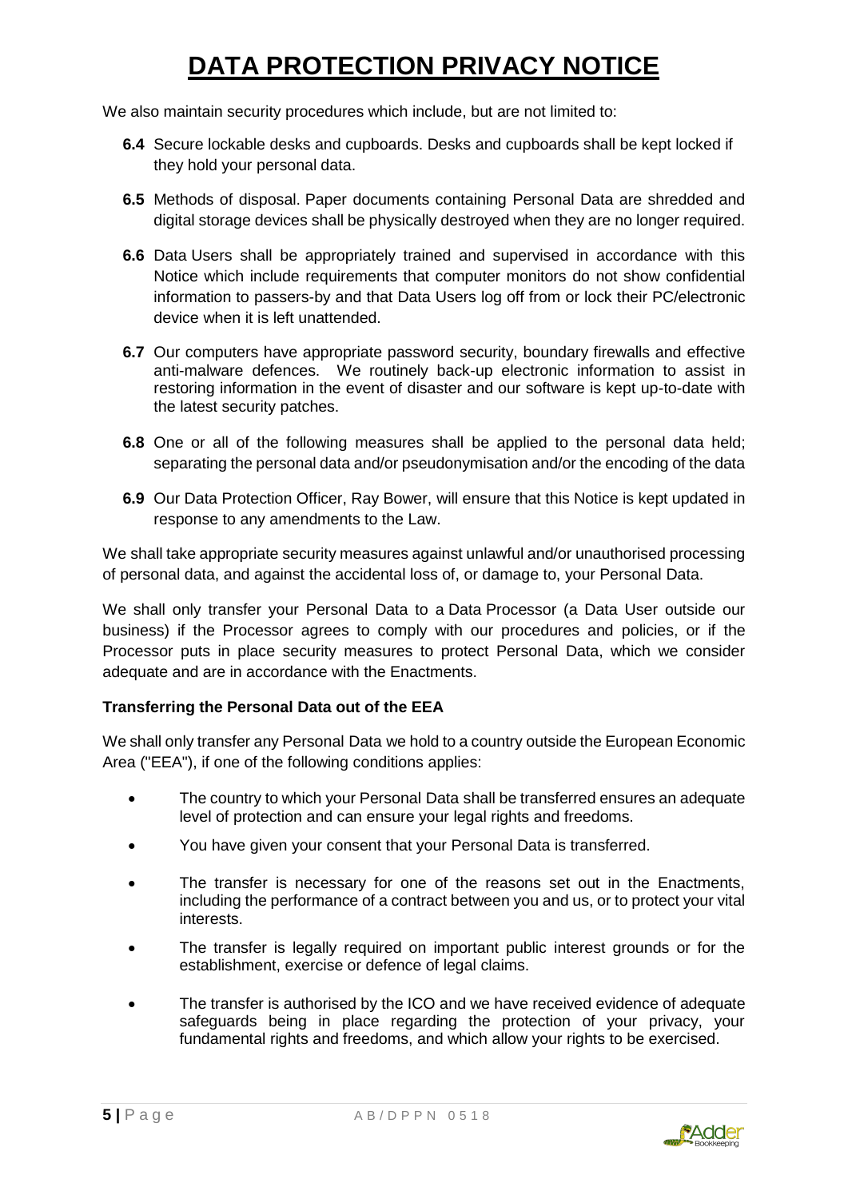We also maintain security procedures which include, but are not limited to:

**6.4** Secure lockable desks and cupboards. Desks and cupboards shall be kept locked if they hold your personal data.

**6.5** Methods of disposal. Paper documents containing Personal Data are shredded and digital storage devices shall be physically destroyed when they are no longer required.

**6.6** Data Users shall be appropriately trained and supervised in accordance with this Notice which include requirements that computer monitors do not show confidential information to passers-by and that Data Users log off from or lock their PC/electronic device when it is left unattended.

**6.7** Our computers have appropriate password security, boundary firewalls and effective anti-malware defences. We routinely back-up electronic information to assist in restoring information in the event of disaster and our software is kept up-to-date with the latest security patches.

**6.8** One or all of the following measures shall be applied to the personal data held; separating the personal data and/or pseudonymisation and/or the encoding of the data

**6.9** Our Data Protection Officer, Ray Bower, will ensure that this Notice is kept updated in response to any amendments to the Law.

We shall take appropriate security measures against unlawful and/or unauthorised processing of personal data, and against the accidental loss of, or damage to, your Personal Data.

We shall only transfer your Personal Data to a Data Processor (a Data User outside our business) if the Processor agrees to comply with our procedures and policies, or if the Processor puts in place security measures to protect Personal Data, which we consider adequate and are in accordance with the Enactments.

**Transferring the Personal Data out of the EEA**

We shall only transfer any Personal Data we hold to a country outside the European Economic Area ("EEA"), if one of the following conditions applies:

- The country to which your Personal Data shall be transferred ensures an adequate level of protection and can ensure your legal rights and freedoms.
- You have given your consent that your Personal Data is transferred.
- The transfer is necessary for one of the reasons set out in the Enactments, including the performance of a contract between you and us, or to protect your vital interests.
- The transfer is legally required on important public interest grounds or for the establishment, exercise or defence of legal claims.
- The transfer is authorised by the ICO and we have received evidence of adequate safeguards being in place regarding the protection of your privacy, your fundamental rights and freedoms, and which allow your rights to be exercised.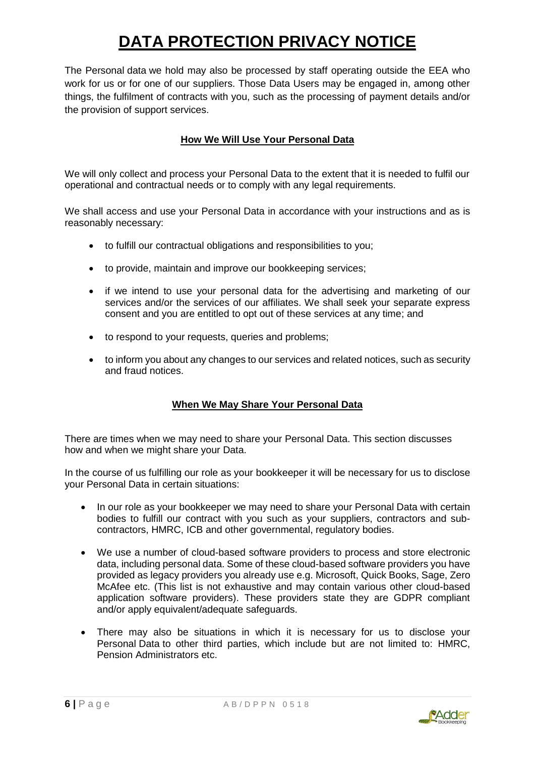# DATA PROTECTION PRIVACY NOTICE

The Personal data we hold may also be processed by staff operating outside the EEA who work for us or for one of our suppliers. Those Data Users may be engaged in, among other things, the fulfilment of contracts with you, such as the processing of payment details and/or the provision of support services.

## How We Will Use Your Personal Data

We will only collect and process your Personal Data to the extent that it is needed to fulfil our operational and contractual needs or to comply with any legal requirements.

We shall access and use your Personal Data in accordance with your instructions and as is reasonably necessary:

- to fulfill our contractual obligations and responsibilities to you;
- to provide, maintain and improve our bookkeeping services;
- if we intend to use your personal data for the advertising and marketing of our services and/or the services of our affiliates. We shall seek your separate express consent and you are entitled to opt out of these services at any time; and
- to respond to your requests, queries and problems;
- to inform you about any changes to our services and related notices, such as security and fraud notices.

## When We May Share Your Personal Data

There are times when we may need to share your Personal Data. This section discusses how and when we might share your Data.

In the course of us fulfilling our role as your bookkeeper it will be necessary for us to disclose your Personal Data in certain situations:

- In our role as your bookkeeper we may need to share your Personal Data with certain bodies to fulfill our contract with you such as your suppliers, contractors and sub-contractors, HMRC, ICB and other governmental, regulatory bodies.
- We use a number of cloud-based software providers to process and store electronic data, including personal data. Some of these cloud-based software providers you have provided as legacy providers you already use e.g. Microsoft, Quick Books, Sage, Zero McAfee etc. (This list is not exhaustive and may contain various other cloud-based application software providers). These providers state they are GDPR compliant and/or apply equivalent/adequate safeguards.
- There may also be situations in which it is necessary for us to disclose your Personal Data to other third parties, which include but are not limited to: HMRC, Pension Administrators etc.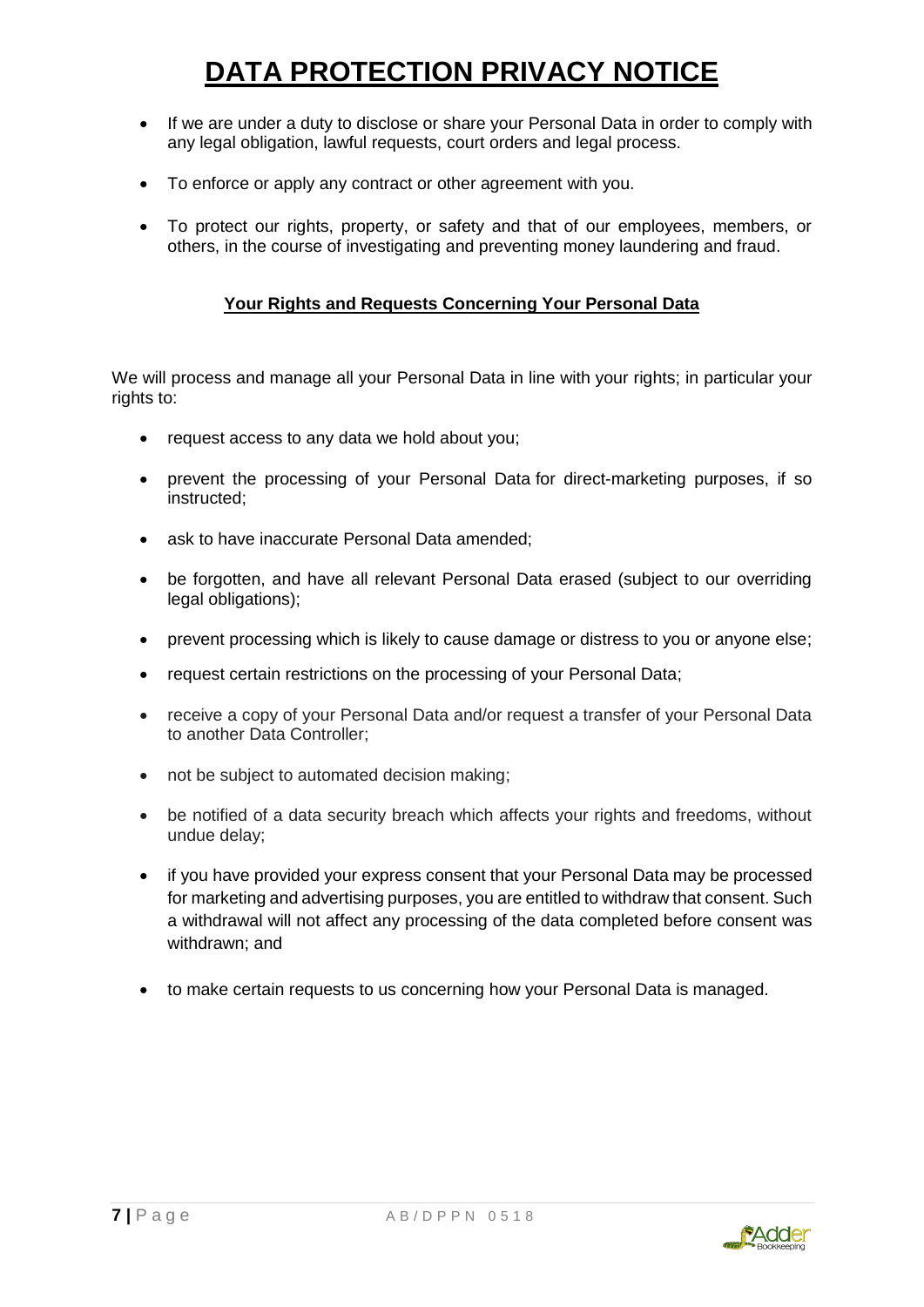# DATA PROTECTION PRIVACY NOTICE

- If we are under a duty to disclose or share your Personal Data in order to comply with any legal obligation, lawful requests, court orders and legal process.
- To enforce or apply any contract or other agreement with you.
- To protect our rights, property, or safety and that of our employees, members, or others, in the course of investigating and preventing money laundering and fraud.

## Your Rights and Requests Concerning Your Personal Data

We will process and manage all your Personal Data in line with your rights; in particular your rights to:

- request access to any data we hold about you;
- prevent the processing of your Personal Data for direct-marketing purposes, if so instructed;
- ask to have inaccurate Personal Data amended;
- be forgotten, and have all relevant Personal Data erased (subject to our overriding legal obligations);
- prevent processing which is likely to cause damage or distress to you or anyone else;
- request certain restrictions on the processing of your Personal Data;
- receive a copy of your Personal Data and/or request a transfer of your Personal Data to another Data Controller;
- not be subject to automated decision making;
- be notified of a data security breach which affects your rights and freedoms, without undue delay;
- if you have provided your express consent that your Personal Data may be processed for marketing and advertising purposes, you are entitled to withdraw that consent. Such a withdrawal will not affect any processing of the data completed before consent was withdrawn; and
- to make certain requests to us concerning how your Personal Data is managed.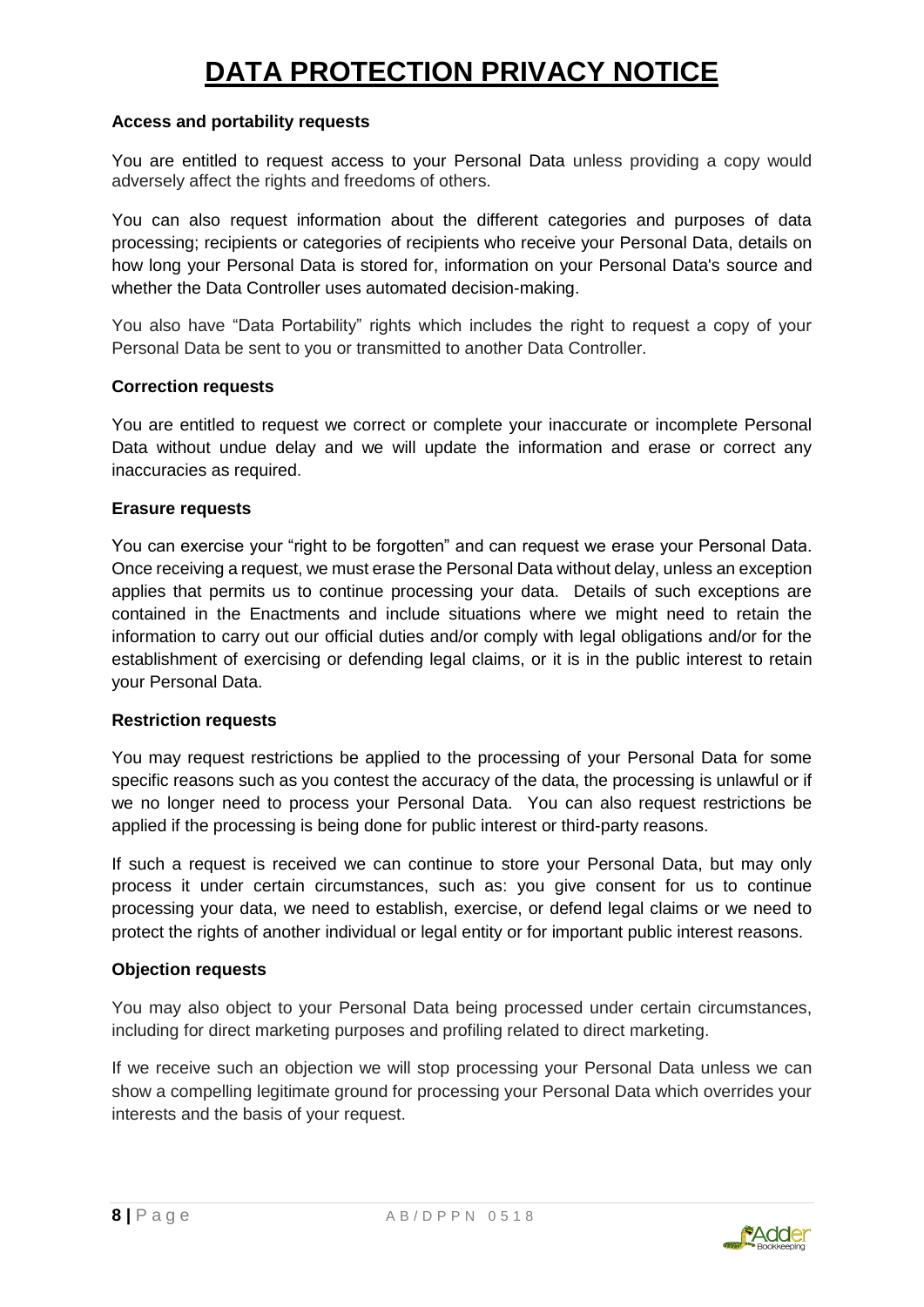# DATA PROTECTION PRIVACY NOTICE

**Access and portability requests**

You are entitled to request access to your Personal Data unless providing a copy would adversely affect the rights and freedoms of others.

You can also request information about the different categories and purposes of data processing; recipients or categories of recipients who receive your Personal Data, details on how long your Personal Data is stored for, information on your Personal Data's source and whether the Data Controller uses automated decision-making.

You also have "Data Portability" rights which includes the right to request a copy of your Personal Data be sent to you or transmitted to another Data Controller.

**Correction requests**

You are entitled to request we correct or complete your inaccurate or incomplete Personal Data without undue delay and we will update the information and erase or correct any inaccuracies as required.

**Erasure requests**

You can exercise your "right to be forgotten" and can request we erase your Personal Data. Once receiving a request, we must erase the Personal Data without delay, unless an exception applies that permits us to continue processing your data. Details of such exceptions are contained in the Enactments and include situations where we might need to retain the information to carry out our official duties and/or comply with legal obligations and/or for the establishment of exercising or defending legal claims, or it is in the public interest to retain your Personal Data.

**Restriction requests**

You may request restrictions be applied to the processing of your Personal Data for some specific reasons such as you contest the accuracy of the data, the processing is unlawful or if we no longer need to process your Personal Data. You can also request restrictions be applied if the processing is being done for public interest or third-party reasons.

If such a request is received we can continue to store your Personal Data, but may only process it under certain circumstances, such as: you give consent for us to continue processing your data, we need to establish, exercise, or defend legal claims or we need to protect the rights of another individual or legal entity or for important public interest reasons.

**Objection requests**

You may also object to your Personal Data being processed under certain circumstances, including for direct marketing purposes and profiling related to direct marketing.

If we receive such an objection we will stop processing your Personal Data unless we can show a compelling legitimate ground for processing your Personal Data which overrides your interests and the basis of your request.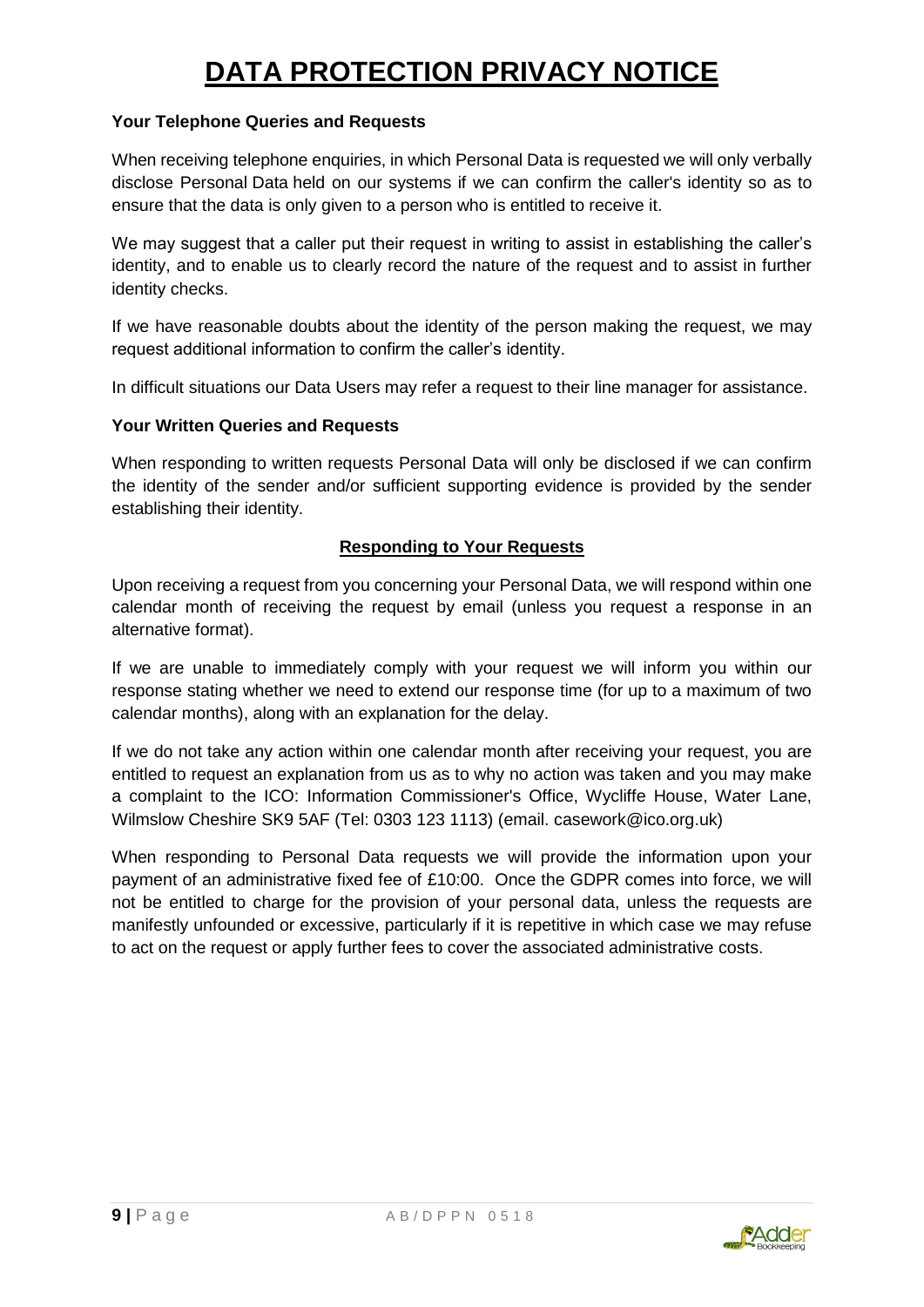# DATA PROTECTION PRIVACY NOTICE

**Your Telephone Queries and Requests**

When receiving telephone enquiries, in which Personal Data is requested we will only verbally disclose Personal Data held on our systems if we can confirm the caller's identity so as to ensure that the data is only given to a person who is entitled to receive it.

We may suggest that a caller put their request in writing to assist in establishing the caller's identity, and to enable us to clearly record the nature of the request and to assist in further identity checks.

If we have reasonable doubts about the identity of the person making the request, we may request additional information to confirm the caller's identity.

In difficult situations our Data Users may refer a request to their line manager for assistance.

**Your Written Queries and Requests**

When responding to written requests Personal Data will only be disclosed if we can confirm the identity of the sender and/or sufficient supporting evidence is provided by the sender establishing their identity.

## Responding to Your Requests

Upon receiving a request from you concerning your Personal Data, we will respond within one calendar month of receiving the request by email (unless you request a response in an alternative format).

If we are unable to immediately comply with your request we will inform you within our response stating whether we need to extend our response time (for up to a maximum of two calendar months), along with an explanation for the delay.

If we do not take any action within one calendar month after receiving your request, you are entitled to request an explanation from us as to why no action was taken and you may make a complaint to the ICO: Information Commissioner's Office, Wycliffe House, Water Lane, Wilmslow Cheshire SK9 5AF (Tel: 0303 123 1113) (email. casework@ico.org.uk)

When responding to Personal Data requests we will provide the information upon your payment of an administrative fixed fee of £10:00. Once the GDPR comes into force, we will not be entitled to charge for the provision of your personal data, unless the requests are manifestly unfounded or excessive, particularly if it is repetitive in which case we may refuse to act on the request or apply further fees to cover the associated administrative costs.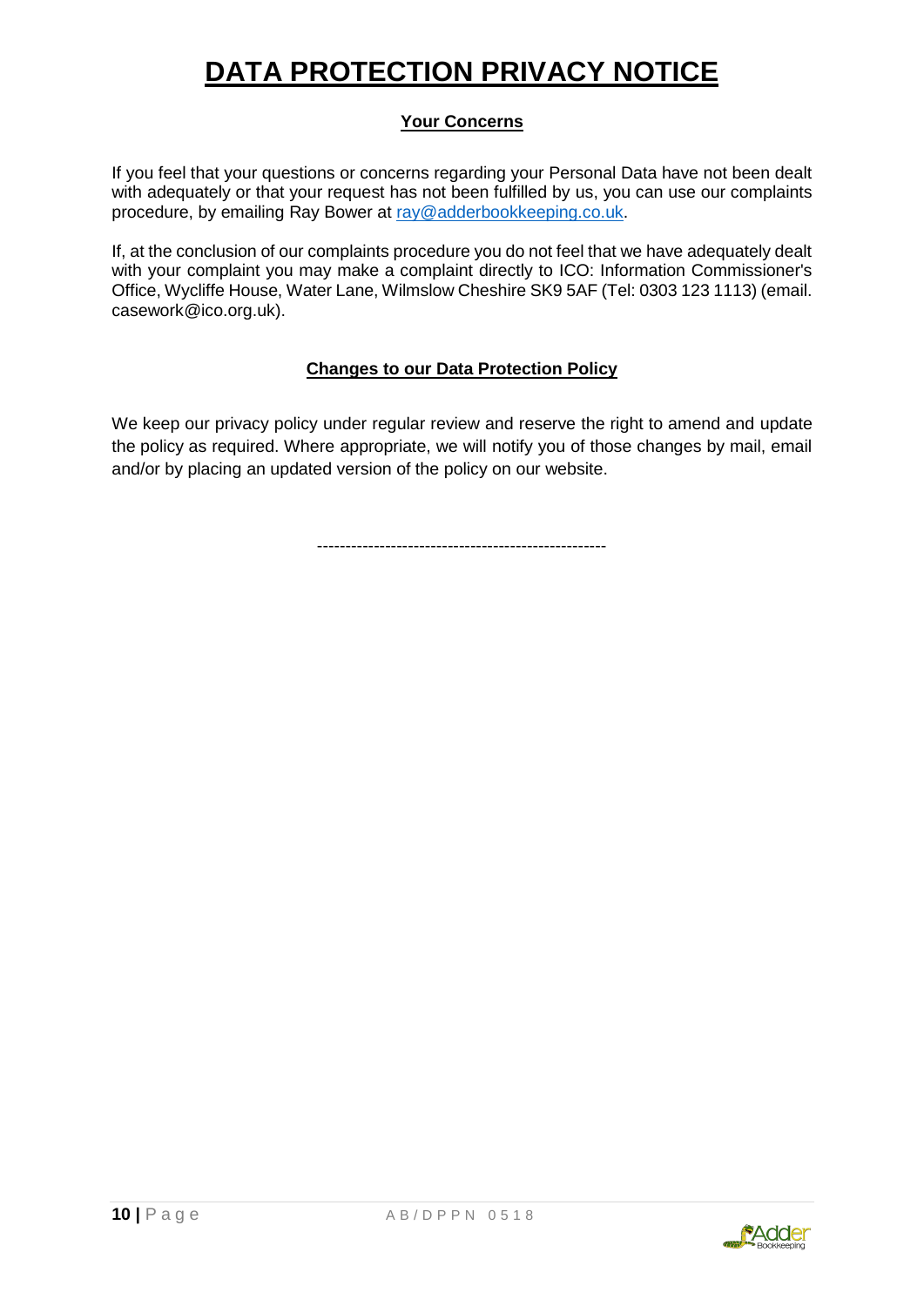# DATA PROTECTION PRIVACY NOTICE

## Your Concerns

If you feel that your questions or concerns regarding your Personal Data have not been dealt with adequately or that your request has not been fulfilled by us, you can use our complaints procedure, by emailing Ray Bower at ray@adderbookkeeping.co.uk.

If, at the conclusion of our complaints procedure you do not feel that we have adequately dealt with your complaint you may make a complaint directly to ICO: Information Commissioner's Office, Wycliffe House, Water Lane, Wilmslow Cheshire SK9 5AF (Tel: 0303 123 1113) (email. casework@ico.org.uk).

## Changes to our Data Protection Policy

We keep our privacy policy under regular review and reserve the right to amend and update the policy as required. Where appropriate, we will notify you of those changes by mail, email and/or by placing an updated version of the policy on our website.

---------------------------------------------------